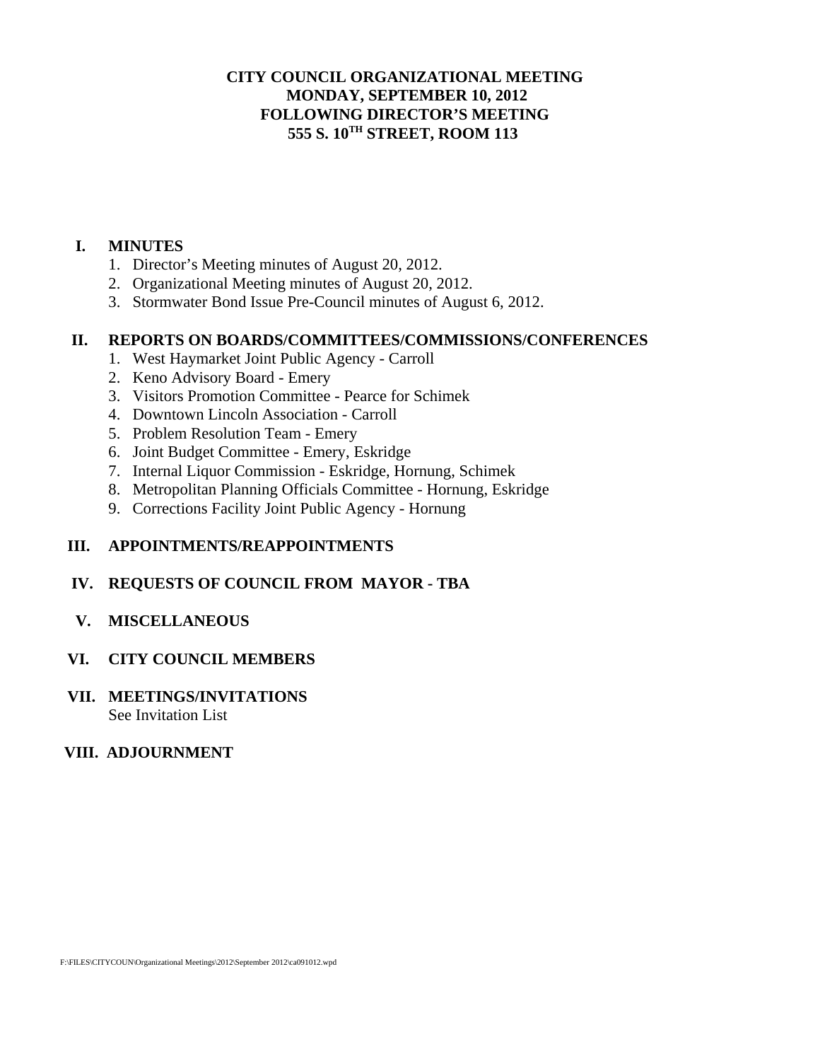# CITY COUNCIL ORGANIZATIONAL MEETING
## MONDAY, SEPTEMBER 10, 2012
## FOLLOWING DIRECTOR'S MEETING
## 555 S. 10TH STREET, ROOM 113

**I. MINUTES**

1. Director's Meeting minutes of August 20, 2012.
2. Organizational Meeting minutes of August 20, 2012.
3. Stormwater Bond Issue Pre-Council minutes of August 6, 2012.

**II. REPORTS ON BOARDS/COMMITTEES/COMMISSIONS/CONFERENCES**

1. West Haymarket Joint Public Agency - Carroll
2. Keno Advisory Board - Emery
3. Visitors Promotion Committee - Pearce for Schimek
4. Downtown Lincoln Association - Carroll
5. Problem Resolution Team - Emery
6. Joint Budget Committee - Emery, Eskridge
7. Internal Liquor Commission - Eskridge, Hornung, Schimek
8. Metropolitan Planning Officials Committee - Hornung, Eskridge
9. Corrections Facility Joint Public Agency - Hornung

**III. APPOINTMENTS/REAPPOINTMENTS**

**IV. REQUESTS OF COUNCIL FROM MAYOR - TBA**

**V. MISCELLANEOUS**

**VI. CITY COUNCIL MEMBERS**

**VII. MEETINGS/INVITATIONS**

See Invitation List

**VIII. ADJOURNMENT**

F:\FILES\CITYCOUN\Organizational Meetings\2012\September 2012\ca091012.wpd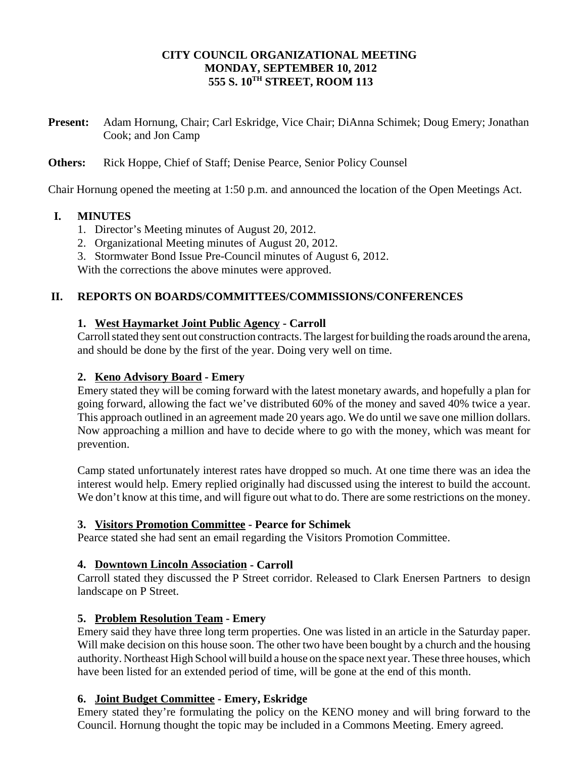**CITY COUNCIL ORGANIZATIONAL MEETING**
**MONDAY, SEPTEMBER 10, 2012**
**555 S. 10TH STREET, ROOM 113**

**Present:** Adam Hornung, Chair; Carl Eskridge, Vice Chair; DiAnna Schimek; Doug Emery; Jonathan Cook; and Jon Camp

**Others:** Rick Hoppe, Chief of Staff; Denise Pearce, Senior Policy Counsel

Chair Hornung opened the meeting at 1:50 p.m. and announced the location of the Open Meetings Act.

## I. MINUTES

1. Director's Meeting minutes of August 20, 2012.
2. Organizational Meeting minutes of August 20, 2012.
3. Stormwater Bond Issue Pre-Council minutes of August 6, 2012.

With the corrections the above minutes were approved.

## II. REPORTS ON BOARDS/COMMITTEES/COMMISSIONS/CONFERENCES

### 1. West Haymarket Joint Public Agency - Carroll

Carroll stated they sent out construction contracts. The largest for building the roads around the arena, and should be done by the first of the year. Doing very well on time.

### 2. Keno Advisory Board - Emery

Emery stated they will be coming forward with the latest monetary awards, and hopefully a plan for going forward, allowing the fact we've distributed 60% of the money and saved 40% twice a year. This approach outlined in an agreement made 20 years ago. We do until we save one million dollars. Now approaching a million and have to decide where to go with the money, which was meant for prevention.

Camp stated unfortunately interest rates have dropped so much. At one time there was an idea the interest would help. Emery replied originally had discussed using the interest to build the account. We don't know at this time, and will figure out what to do. There are some restrictions on the money.

### 3. Visitors Promotion Committee - Pearce for Schimek

Pearce stated she had sent an email regarding the Visitors Promotion Committee.

### 4. Downtown Lincoln Association - Carroll

Carroll stated they discussed the P Street corridor. Released to Clark Enersen Partners to design landscape on P Street.

### 5. Problem Resolution Team - Emery

Emery said they have three long term properties. One was listed in an article in the Saturday paper. Will make decision on this house soon. The other two have been bought by a church and the housing authority. Northeast High School will build a house on the space next year. These three houses, which have been listed for an extended period of time, will be gone at the end of this month.

### 6. Joint Budget Committee - Emery, Eskridge

Emery stated they're formulating the policy on the KENO money and will bring forward to the Council. Hornung thought the topic may be included in a Commons Meeting. Emery agreed.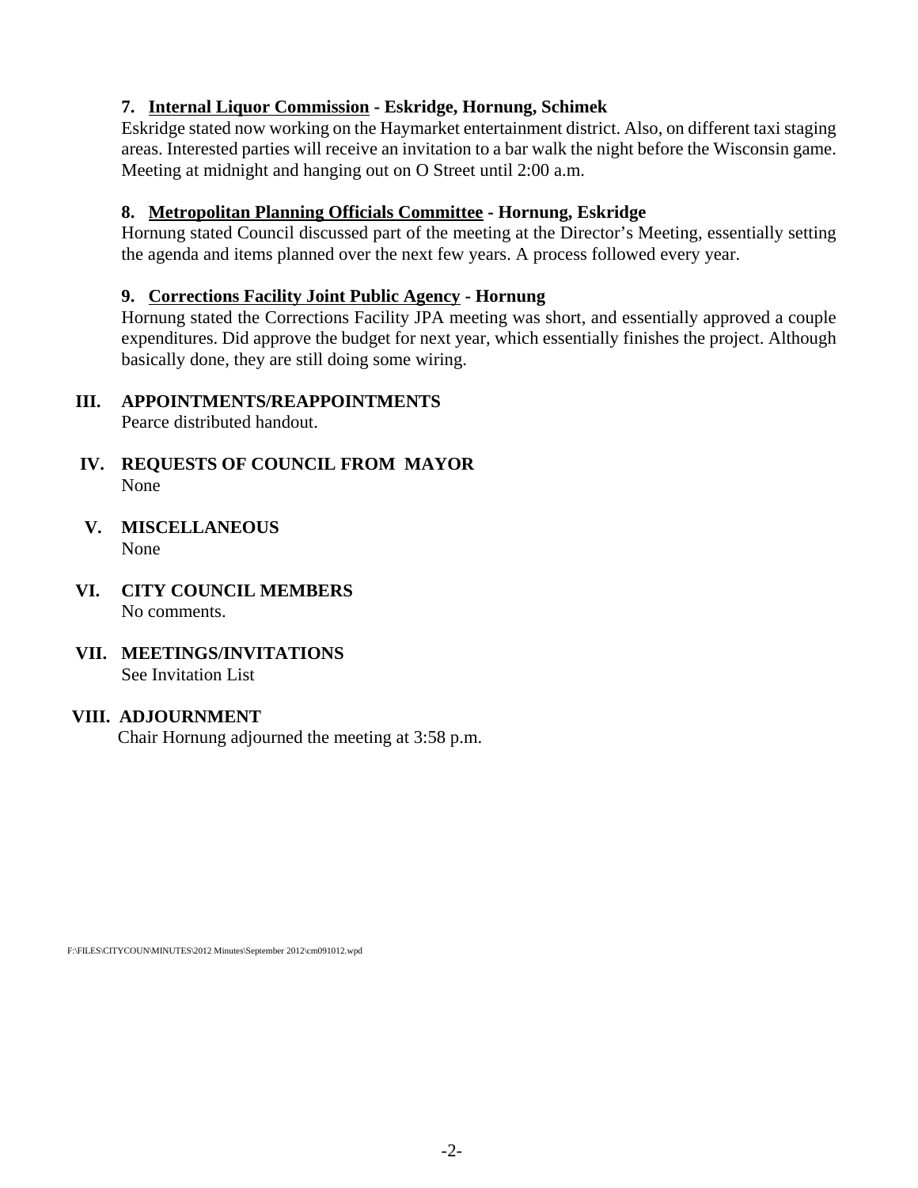**7. <u>Internal Liquor Commission</u> - Eskridge, Hornung, Schimek**

Eskridge stated now working on the Haymarket entertainment district. Also, on different taxi staging areas. Interested parties will receive an invitation to a bar walk the night before the Wisconsin game. Meeting at midnight and hanging out on O Street until 2:00 a.m.

**8. <u>Metropolitan Planning Officials Committee</u> - Hornung, Eskridge**

Hornung stated Council discussed part of the meeting at the Director's Meeting, essentially setting the agenda and items planned over the next few years. A process followed every year.

**9. <u>Corrections Facility Joint Public Agency</u> - Hornung**

Hornung stated the Corrections Facility JPA meeting was short, and essentially approved a couple expenditures. Did approve the budget for next year, which essentially finishes the project. Although basically done, they are still doing some wiring.

## III. APPOINTMENTS/REAPPOINTMENTS

Pearce distributed handout.

## IV. REQUESTS OF COUNCIL FROM MAYOR

None

## V. MISCELLANEOUS

None

## VI. CITY COUNCIL MEMBERS

No comments.

## VII. MEETINGS/INVITATIONS

See Invitation List

## VIII. ADJOURNMENT

Chair Hornung adjourned the meeting at 3:58 p.m.

F:\FILES\CITYCOUN\MINUTES\2012 Minutes\September 2012\cm091012.wpd